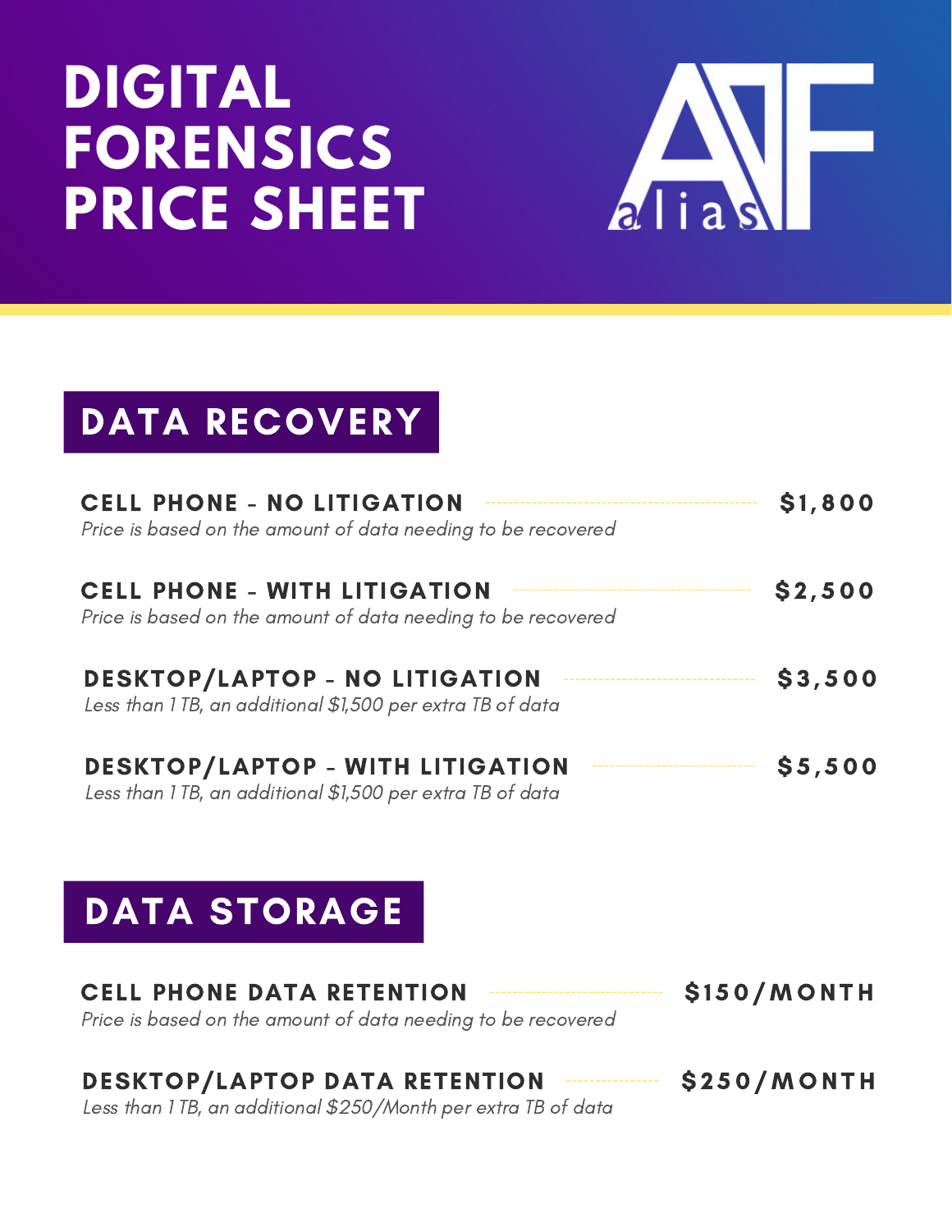# DIGITAL FORENSICS PRICE SHEET

alias

## DATA RECOVERY

**CELL PHONE - NO LITIGATION** — **$1,800**
*Price is based on the amount of data needing to be recovered*

**CELL PHONE - WITH LITIGATION** — **$2,500**
*Price is based on the amount of data needing to be recovered*

**DESKTOP/LAPTOP - NO LITIGATION** — **$3,500**
*Less than 1 TB, an additional $1,500 per extra TB of data*

**DESKTOP/LAPTOP - WITH LITIGATION** — **$5,500**
*Less than 1 TB, an additional $1,500 per extra TB of data*

## DATA STORAGE

**CELL PHONE DATA RETENTION** — **$150/MONTH**
*Price is based on the amount of data needing to be recovered*

**DESKTOP/LAPTOP DATA RETENTION** — **$250/MONTH**
*Less than 1 TB, an additional $250/Month per extra TB of data*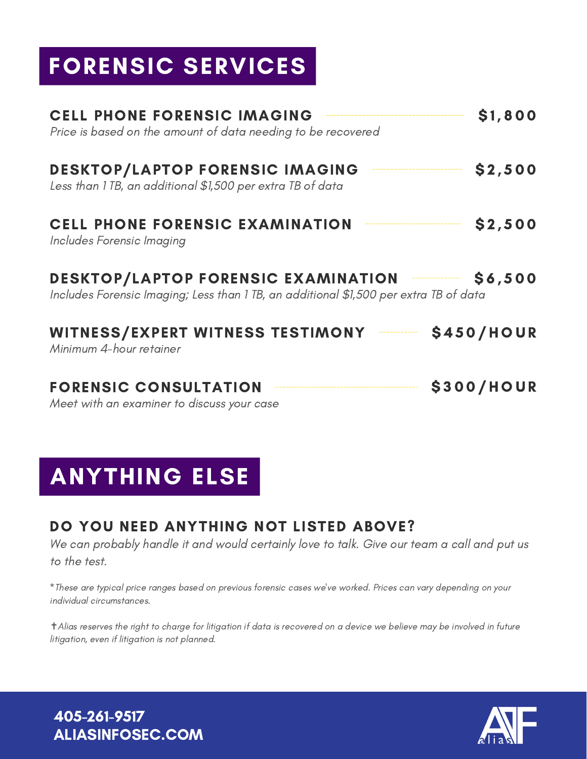# FORENSIC SERVICES

**CELL PHONE FORENSIC IMAGING** — **$1,800**
*Price is based on the amount of data needing to be recovered*

**DESKTOP/LAPTOP FORENSIC IMAGING** — **$2,500**
*Less than 1 TB, an additional $1,500 per extra TB of data*

**CELL PHONE FORENSIC EXAMINATION** — **$2,500**
*Includes Forensic Imaging*

**DESKTOP/LAPTOP FORENSIC EXAMINATION** — **$6,500**
*Includes Forensic Imaging; Less than 1 TB, an additional $1,500 per extra TB of data*

**WITNESS/EXPERT WITNESS TESTIMONY** — **$450/HOUR**
*Minimum 4-hour retainer*

**FORENSIC CONSULTATION** — **$300/HOUR**
*Meet with an examiner to discuss your case*

# ANYTHING ELSE

## DO YOU NEED ANYTHING NOT LISTED ABOVE?

*We can probably handle it and would certainly love to talk. Give our team a call and put us to the test.*

*These are typical price ranges based on previous forensic cases we've worked. Prices can vary depending on your individual circumstances.*

†*Alias reserves the right to charge for litigation if data is recovered on a device we believe may be involved in future litigation, even if litigation is not planned.*

**405-261-9517**
**ALIASINFOSEC.COM**